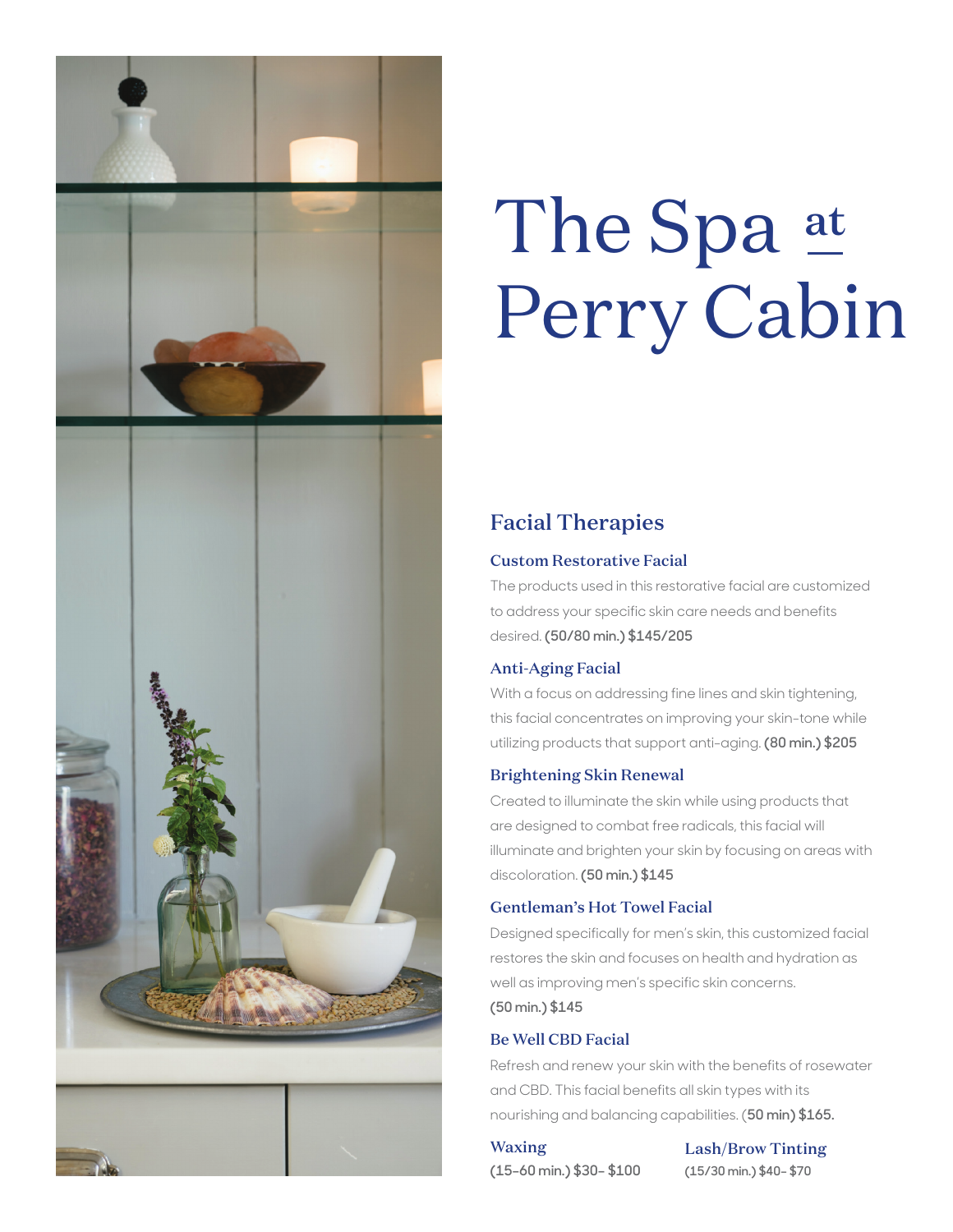# The Spa at Perry Cabin

## Facial Therapies

### Custom Restorative Facial

The products used in this restorative facial are customized to address your specific skin care needs and benefits desired. **(50/80 min.) $145/205**

### Anti-Aging Facial

With a focus on addressing fine lines and skin tightening, this facial concentrates on improving your skin-tone while utilizing products that support anti-aging. **(80 min.) $205**

### Brightening Skin Renewal

Created to illuminate the skin while using products that are designed to combat free radicals, this facial will illuminate and brighten your skin by focusing on areas with discoloration. **(50 min.) $145**

### Gentleman's Hot Towel Facial

Designed specifically for men's skin, this customized facial restores the skin and focuses on health and hydration as well as improving men's specific skin concerns. **(50 min.) $145**

### Be Well CBD Facial

Refresh and renew your skin with the benefits of rosewater and CBD. This facial benefits all skin types with its nourishing and balancing capabilities. (**50 min) $165.**

### Waxing

**(15-60 min.) $30- $100**

### Lash/Brow Tinting

**(15/30 min.) $40- $70**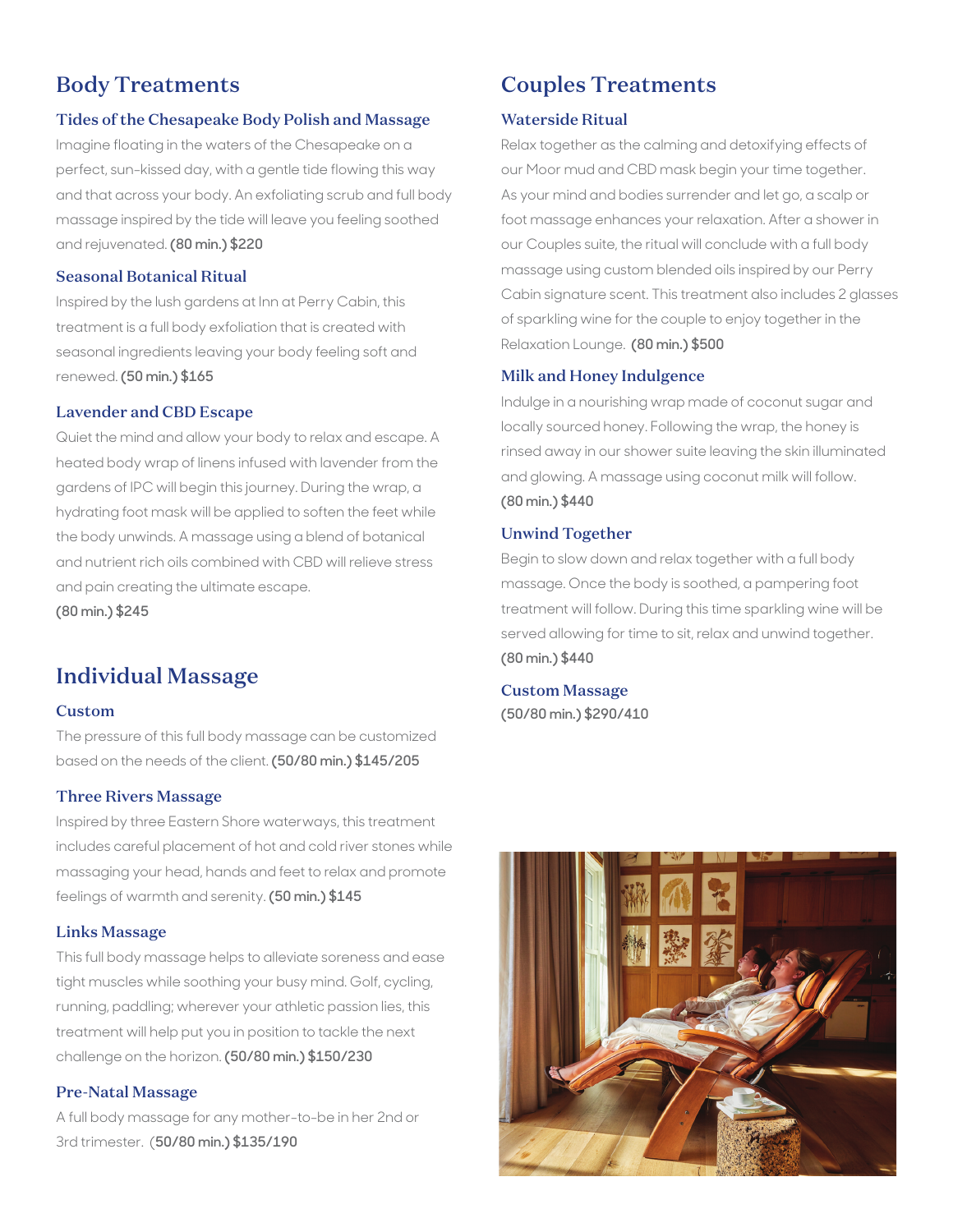## Body Treatments

### Tides of the Chesapeake Body Polish and Massage

Imagine floating in the waters of the Chesapeake on a perfect, sun-kissed day, with a gentle tide flowing this way and that across your body. An exfoliating scrub and full body massage inspired by the tide will leave you feeling soothed and rejuvenated. **(80 min.) $220**

### Seasonal Botanical Ritual

Inspired by the lush gardens at Inn at Perry Cabin, this treatment is a full body exfoliation that is created with seasonal ingredients leaving your body feeling soft and renewed. **(50 min.) $165**

### Lavender and CBD Escape

Quiet the mind and allow your body to relax and escape. A heated body wrap of linens infused with lavender from the gardens of IPC will begin this journey. During the wrap, a hydrating foot mask will be applied to soften the feet while the body unwinds. A massage using a blend of botanical and nutrient rich oils combined with CBD will relieve stress and pain creating the ultimate escape.
**(80 min.) $245**

## Individual Massage

### Custom

The pressure of this full body massage can be customized based on the needs of the client. **(50/80 min.) $145/205**

### Three Rivers Massage

Inspired by three Eastern Shore waterways, this treatment includes careful placement of hot and cold river stones while massaging your head, hands and feet to relax and promote feelings of warmth and serenity. **(50 min.) $145**

### Links Massage

This full body massage helps to alleviate soreness and ease tight muscles while soothing your busy mind. Golf, cycling, running, paddling; wherever your athletic passion lies, this treatment will help put you in position to tackle the next challenge on the horizon. **(50/80 min.) $150/230**

### Pre-Natal Massage

A full body massage for any mother-to-be in her 2nd or 3rd trimester. (**50/80 min.) $135/190**

## Couples Treatments

### Waterside Ritual

Relax together as the calming and detoxifying effects of our Moor mud and CBD mask begin your time together. As your mind and bodies surrender and let go, a scalp or foot massage enhances your relaxation. After a shower in our Couples suite, the ritual will conclude with a full body massage using custom blended oils inspired by our Perry Cabin signature scent. This treatment also includes 2 glasses of sparkling wine for the couple to enjoy together in the Relaxation Lounge. **(80 min.) $500**

### Milk and Honey Indulgence

Indulge in a nourishing wrap made of coconut sugar and locally sourced honey. Following the wrap, the honey is rinsed away in our shower suite leaving the skin illuminated and glowing. A massage using coconut milk will follow.
**(80 min.) $440**

### Unwind Together

Begin to slow down and relax together with a full body massage. Once the body is soothed, a pampering foot treatment will follow. During this time sparkling wine will be served allowing for time to sit, relax and unwind together.
**(80 min.) $440**

### Custom Massage

**(50/80 min.) $290/410**